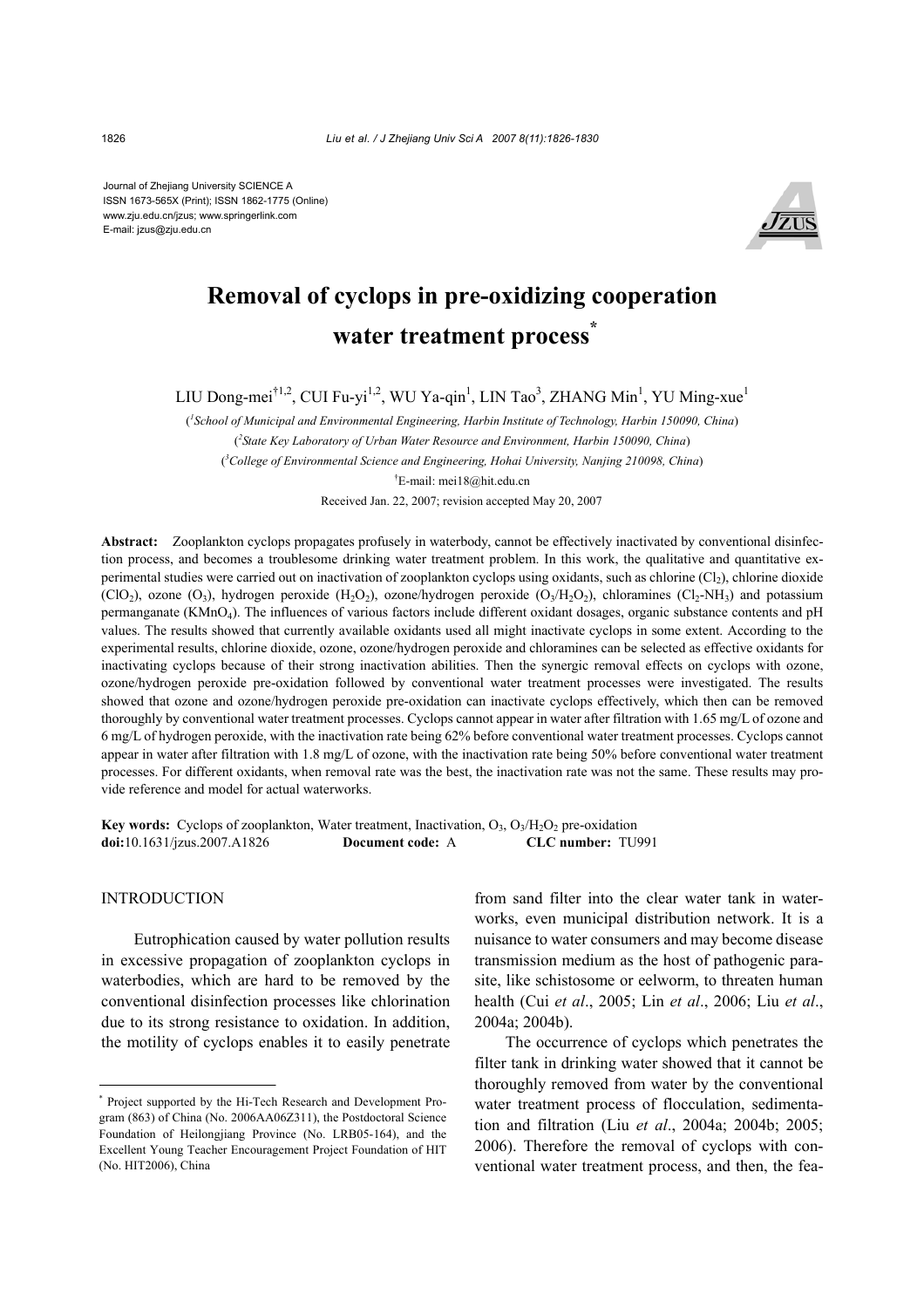Journal of Zhejiang University SCIENCE A
ISSN 1673-565X (Print); ISSN 1862-1775 (Online)
www.zju.edu.cn/jzus; www.springerlink.com
E-mail: jzus@zju.edu.cn

# Removal of cyclops in pre-oxidizing cooperation water treatment process*

LIU Dong-mei[†1,2], CUI Fu-yi[1,2], WU Ya-qin[1], LIN Tao[3], ZHANG Min[1], YU Ming-xue[1]

([1]*School of Municipal and Environmental Engineering, Harbin Institute of Technology, Harbin 150090, China*)

([2]*State Key Laboratory of Urban Water Resource and Environment, Harbin 150090, China*)

([3]*College of Environmental Science and Engineering, Hohai University, Nanjing 210098, China*)

[†]E-mail: mei18@hit.edu.cn

Received Jan. 22, 2007; revision accepted May 20, 2007

**Abstract:** Zooplankton cyclops propagates profusely in waterbody, cannot be effectively inactivated by conventional disinfection process, and becomes a troublesome drinking water treatment problem. In this work, the qualitative and quantitative experimental studies were carried out on inactivation of zooplankton cyclops using oxidants, such as chlorine ($Cl_2$), chlorine dioxide ($ClO_2$), ozone ($O_3$), hydrogen peroxide ($H_2O_2$), ozone/hydrogen peroxide ($O_3/H_2O_2$), chloramines ($Cl_2$-$NH_3$) and potassium permanganate ($KMnO_4$). The influences of various factors include different oxidant dosages, organic substance contents and pH values. The results showed that currently available oxidants used all might inactivate cyclops in some extent. According to the experimental results, chlorine dioxide, ozone, ozone/hydrogen peroxide and chloramines can be selected as effective oxidants for inactivating cyclops because of their strong inactivation abilities. Then the synergic removal effects on cyclops with ozone, ozone/hydrogen peroxide pre-oxidation followed by conventional water treatment processes were investigated. The results showed that ozone and ozone/hydrogen peroxide pre-oxidation can inactivate cyclops effectively, which then can be removed thoroughly by conventional water treatment processes. Cyclops cannot appear in water after filtration with 1.65 mg/L of ozone and 6 mg/L of hydrogen peroxide, with the inactivation rate being 62% before conventional water treatment processes. Cyclops cannot appear in water after filtration with 1.8 mg/L of ozone, with the inactivation rate being 50% before conventional water treatment processes. For different oxidants, when removal rate was the best, the inactivation rate was not the same. These results may provide reference and model for actual waterworks.

**Key words:** Cyclops of zooplankton, Water treatment, Inactivation, $O_3$, $O_3/H_2O_2$ pre-oxidation

**doi:**10.1631/jzus.2007.A1826 **Document code:** A **CLC number:** TU991

## INTRODUCTION

Eutrophication caused by water pollution results in excessive propagation of zooplankton cyclops in waterbodies, which are hard to be removed by the conventional disinfection processes like chlorination due to its strong resistance to oxidation. In addition, the motility of cyclops enables it to easily penetrate from sand filter into the clear water tank in waterworks, even municipal distribution network. It is a nuisance to water consumers and may become disease transmission medium as the host of pathogenic parasite, like schistosome or eelworm, to threaten human health (Cui *et al*., 2005; Lin *et al*., 2006; Liu *et al*., 2004a; 2004b).

The occurrence of cyclops which penetrates the filter tank in drinking water showed that it cannot be thoroughly removed from water by the conventional water treatment process of flocculation, sedimentation and filtration (Liu *et al*., 2004a; 2004b; 2005; 2006). Therefore the removal of cyclops with conventional water treatment process, and then, the fea-

---

* Project supported by the Hi-Tech Research and Development Program (863) of China (No. 2006AA06Z311), the Postdoctoral Science Foundation of Heilongjiang Province (No. LRB05-164), and the Excellent Young Teacher Encouragement Project Foundation of HIT (No. HIT2006), China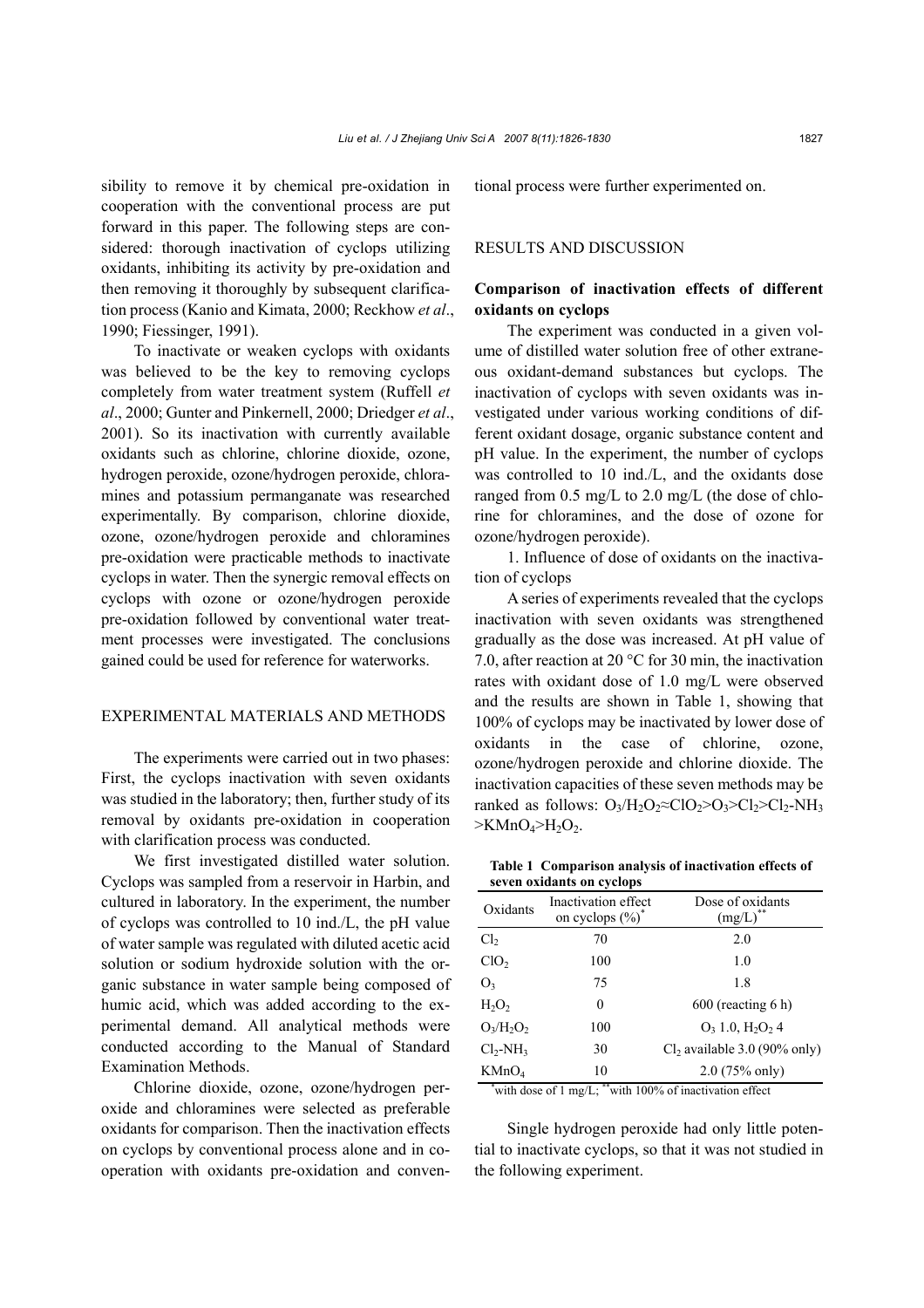sibility to remove it by chemical pre-oxidation in cooperation with the conventional process are put forward in this paper. The following steps are considered: thorough inactivation of cyclops utilizing oxidants, inhibiting its activity by pre-oxidation and then removing it thoroughly by subsequent clarification process (Kanio and Kimata, 2000; Reckhow *et al*., 1990; Fiessinger, 1991).

To inactivate or weaken cyclops with oxidants was believed to be the key to removing cyclops completely from water treatment system (Ruffell *et al*., 2000; Gunter and Pinkernell, 2000; Driedger *et al*., 2001). So its inactivation with currently available oxidants such as chlorine, chlorine dioxide, ozone, hydrogen peroxide, ozone/hydrogen peroxide, chloramines and potassium permanganate was researched experimentally. By comparison, chlorine dioxide, ozone, ozone/hydrogen peroxide and chloramines pre-oxidation were practicable methods to inactivate cyclops in water. Then the synergic removal effects on cyclops with ozone or ozone/hydrogen peroxide pre-oxidation followed by conventional water treatment processes were investigated. The conclusions gained could be used for reference for waterworks.

## EXPERIMENTAL MATERIALS AND METHODS

The experiments were carried out in two phases: First, the cyclops inactivation with seven oxidants was studied in the laboratory; then, further study of its removal by oxidants pre-oxidation in cooperation with clarification process was conducted.

We first investigated distilled water solution. Cyclops was sampled from a reservoir in Harbin, and cultured in laboratory. In the experiment, the number of cyclops was controlled to 10 ind./L, the pH value of water sample was regulated with diluted acetic acid solution or sodium hydroxide solution with the organic substance in water sample being composed of humic acid, which was added according to the experimental demand. All analytical methods were conducted according to the Manual of Standard Examination Methods.

Chlorine dioxide, ozone, ozone/hydrogen peroxide and chloramines were selected as preferable oxidants for comparison. Then the inactivation effects on cyclops by conventional process alone and in cooperation with oxidants pre-oxidation and conventional process were further experimented on.

## RESULTS AND DISCUSSION

### Comparison of inactivation effects of different oxidants on cyclops

The experiment was conducted in a given volume of distilled water solution free of other extraneous oxidant-demand substances but cyclops. The inactivation of cyclops with seven oxidants was investigated under various working conditions of different oxidant dosage, organic substance content and pH value. In the experiment, the number of cyclops was controlled to 10 ind./L, and the oxidants dose ranged from 0.5 mg/L to 2.0 mg/L (the dose of chlorine for chloramines, and the dose of ozone for ozone/hydrogen peroxide).

1. Influence of dose of oxidants on the inactivation of cyclops

A series of experiments revealed that the cyclops inactivation with seven oxidants was strengthened gradually as the dose was increased. At pH value of 7.0, after reaction at 20 °C for 30 min, the inactivation rates with oxidant dose of 1.0 mg/L were observed and the results are shown in Table 1, showing that 100% of cyclops may be inactivated by lower dose of oxidants in the case of chlorine, ozone, ozone/hydrogen peroxide and chlorine dioxide. The inactivation capacities of these seven methods may be ranked as follows: $O_3/H_2O_2 \approx ClO_2 > O_3 > Cl_2 > Cl_2\text{-}NH_3 > KMnO_4 > H_2O_2$.

**Table 1 Comparison analysis of inactivation effects of seven oxidants on cyclops**

| Oxidants | Inactivation effect on cyclops (%)* | Dose of oxidants (mg/L)** |
|---|---|---|
| $Cl_2$ | 70 | 2.0 |
| $ClO_2$ | 100 | 1.0 |
| $O_3$ | 75 | 1.8 |
| $H_2O_2$ | 0 | 600 (reacting 6 h) |
| $O_3/H_2O_2$ | 100 | $O_3$ 1.0, $H_2O_2$ 4 |
| $Cl_2\text{-}NH_3$ | 30 | $Cl_2$ available 3.0 (90% only) |
| $KMnO_4$ | 10 | 2.0 (75% only) |

*with dose of 1 mg/L; **with 100% of inactivation effect

Single hydrogen peroxide had only little potential to inactivate cyclops, so that it was not studied in the following experiment.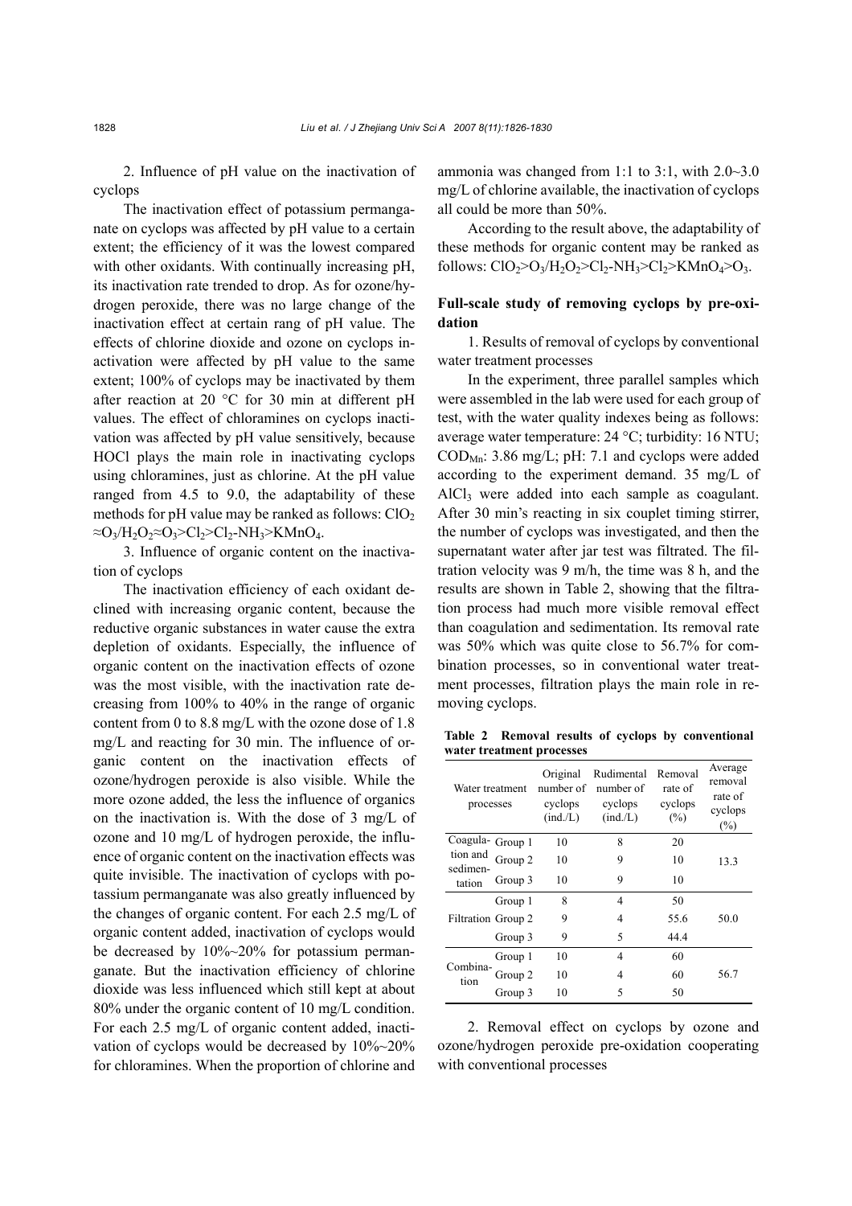2. Influence of pH value on the inactivation of cyclops

The inactivation effect of potassium permanganate on cyclops was affected by pH value to a certain extent; the efficiency of it was the lowest compared with other oxidants. With continually increasing pH, its inactivation rate trended to drop. As for ozone/hydrogen peroxide, there was no large change of the inactivation effect at certain rang of pH value. The effects of chlorine dioxide and ozone on cyclops inactivation were affected by pH value to the same extent; 100% of cyclops may be inactivated by them after reaction at 20 °C for 30 min at different pH values. The effect of chloramines on cyclops inactivation was affected by pH value sensitively, because HOCl plays the main role in inactivating cyclops using chloramines, just as chlorine. At the pH value ranged from 4.5 to 9.0, the adaptability of these methods for pH value may be ranked as follows: $ClO_2 \approx O_3/H_2O_2 \approx O_3 > Cl_2 > Cl_2\text{-}NH_3 > KMnO_4$.

3. Influence of organic content on the inactivation of cyclops

The inactivation efficiency of each oxidant declined with increasing organic content, because the reductive organic substances in water cause the extra depletion of oxidants. Especially, the influence of organic content on the inactivation effects of ozone was the most visible, with the inactivation rate decreasing from 100% to 40% in the range of organic content from 0 to 8.8 mg/L with the ozone dose of 1.8 mg/L and reacting for 30 min. The influence of organic content on the inactivation effects of ozone/hydrogen peroxide is also visible. While the more ozone added, the less the influence of organics on the inactivation is. With the dose of 3 mg/L of ozone and 10 mg/L of hydrogen peroxide, the influence of organic content on the inactivation effects was quite invisible. The inactivation of cyclops with potassium permanganate was also greatly influenced by the changes of organic content. For each 2.5 mg/L of organic content added, inactivation of cyclops would be decreased by 10%~20% for potassium permanganate. But the inactivation efficiency of chlorine dioxide was less influenced which still kept at about 80% under the organic content of 10 mg/L condition. For each 2.5 mg/L of organic content added, inactivation of cyclops would be decreased by 10%~20% for chloramines. When the proportion of chlorine and ammonia was changed from 1:1 to 3:1, with 2.0~3.0 mg/L of chlorine available, the inactivation of cyclops all could be more than 50%.

According to the result above, the adaptability of these methods for organic content may be ranked as follows: $ClO_2 > O_3/H_2O_2 > Cl_2\text{-}NH_3 > Cl_2 > KMnO_4 > O_3$.

### Full-scale study of removing cyclops by pre-oxidation

1. Results of removal of cyclops by conventional water treatment processes

In the experiment, three parallel samples which were assembled in the lab were used for each group of test, with the water quality indexes being as follows: average water temperature: 24 °C; turbidity: 16 NTU; $COD_{Mn}$: 3.86 mg/L; pH: 7.1 and cyclops were added according to the experiment demand. 35 mg/L of $AlCl_3$ were added into each sample as coagulant. After 30 min's reacting in six couplet timing stirrer, the number of cyclops was investigated, and then the supernatant water after jar test was filtrated. The filtration velocity was 9 m/h, the time was 8 h, and the results are shown in Table 2, showing that the filtration process had much more visible removal effect than coagulation and sedimentation. Its removal rate was 50% which was quite close to 56.7% for combination processes, so in conventional water treatment processes, filtration plays the main role in removing cyclops.

**Table 2 Removal results of cyclops by conventional water treatment processes**

| Water treatment processes | | Original number of cyclops (ind./L) | Rudimental number of cyclops (ind./L) | Removal rate of cyclops (%) | Average removal rate of cyclops (%) |
|---|---|---|---|---|---|
| Coagulation and sedimentation | Group 1 | 10 | 8 | 20 | 13.3 |
| | Group 2 | 10 | 9 | 10 | |
| | Group 3 | 10 | 9 | 10 | |
| Filtration | Group 1 | 8 | 4 | 50 | 50.0 |
| | Group 2 | 9 | 4 | 55.6 | |
| | Group 3 | 9 | 5 | 44.4 | |
| Combination | Group 1 | 10 | 4 | 60 | 56.7 |
| | Group 2 | 10 | 4 | 60 | |
| | Group 3 | 10 | 5 | 50 | |

2. Removal effect on cyclops by ozone and ozone/hydrogen peroxide pre-oxidation cooperating with conventional processes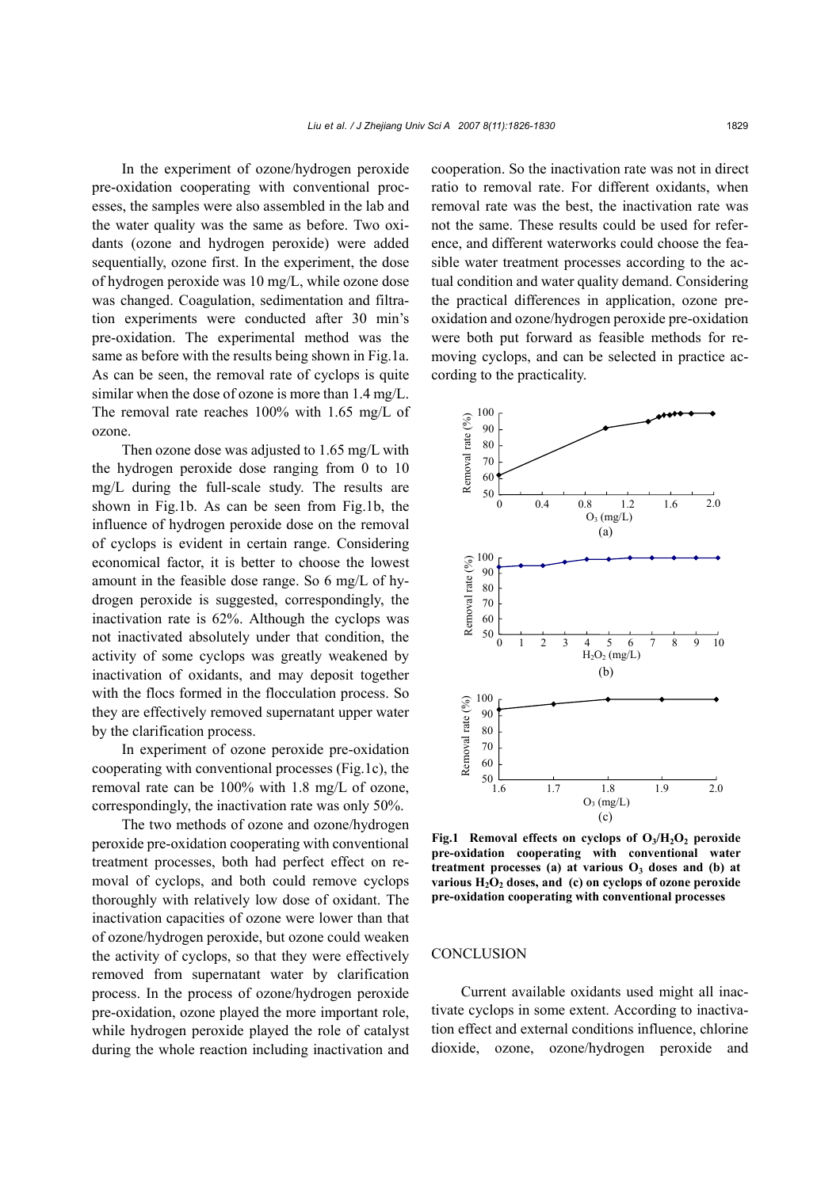In the experiment of ozone/hydrogen peroxide pre-oxidation cooperating with conventional processes, the samples were also assembled in the lab and the water quality was the same as before. Two oxidants (ozone and hydrogen peroxide) were added sequentially, ozone first. In the experiment, the dose of hydrogen peroxide was 10 mg/L, while ozone dose was changed. Coagulation, sedimentation and filtration experiments were conducted after 30 min's pre-oxidation. The experimental method was the same as before with the results being shown in Fig.1a. As can be seen, the removal rate of cyclops is quite similar when the dose of ozone is more than 1.4 mg/L. The removal rate reaches 100% with 1.65 mg/L of ozone.

Then ozone dose was adjusted to 1.65 mg/L with the hydrogen peroxide dose ranging from 0 to 10 mg/L during the full-scale study. The results are shown in Fig.1b. As can be seen from Fig.1b, the influence of hydrogen peroxide dose on the removal of cyclops is evident in certain range. Considering economical factor, it is better to choose the lowest amount in the feasible dose range. So 6 mg/L of hydrogen peroxide is suggested, correspondingly, the inactivation rate is 62%. Although the cyclops was not inactivated absolutely under that condition, the activity of some cyclops was greatly weakened by inactivation of oxidants, and may deposit together with the flocs formed in the flocculation process. So they are effectively removed supernatant upper water by the clarification process.

In experiment of ozone peroxide pre-oxidation cooperating with conventional processes (Fig.1c), the removal rate can be 100% with 1.8 mg/L of ozone, correspondingly, the inactivation rate was only 50%.

The two methods of ozone and ozone/hydrogen peroxide pre-oxidation cooperating with conventional treatment processes, both had perfect effect on removal of cyclops, and both could remove cyclops thoroughly with relatively low dose of oxidant. The inactivation capacities of ozone were lower than that of ozone/hydrogen peroxide, but ozone could weaken the activity of cyclops, so that they were effectively removed from supernatant water by clarification process. In the process of ozone/hydrogen peroxide pre-oxidation, ozone played the more important role, while hydrogen peroxide played the role of catalyst during the whole reaction including inactivation and cooperation. So the inactivation rate was not in direct ratio to removal rate. For different oxidants, when removal rate was the best, the inactivation rate was not the same. These results could be used for reference, and different waterworks could choose the feasible water treatment processes according to the actual condition and water quality demand. Considering the practical differences in application, ozone pre-oxidation and ozone/hydrogen peroxide pre-oxidation were both put forward as feasible methods for removing cyclops, and can be selected in practice according to the practicality.

**Fig.1 Removal effects on cyclops of $O_3/H_2O_2$ peroxide pre-oxidation cooperating with conventional water treatment processes (a) at various $O_3$ doses and (b) at various $H_2O_2$ doses, and (c) on cyclops of ozone peroxide pre-oxidation cooperating with conventional processes**

## CONCLUSION

Current available oxidants used might all inactivate cyclops in some extent. According to inactivation effect and external conditions influence, chlorine dioxide, ozone, ozone/hydrogen peroxide and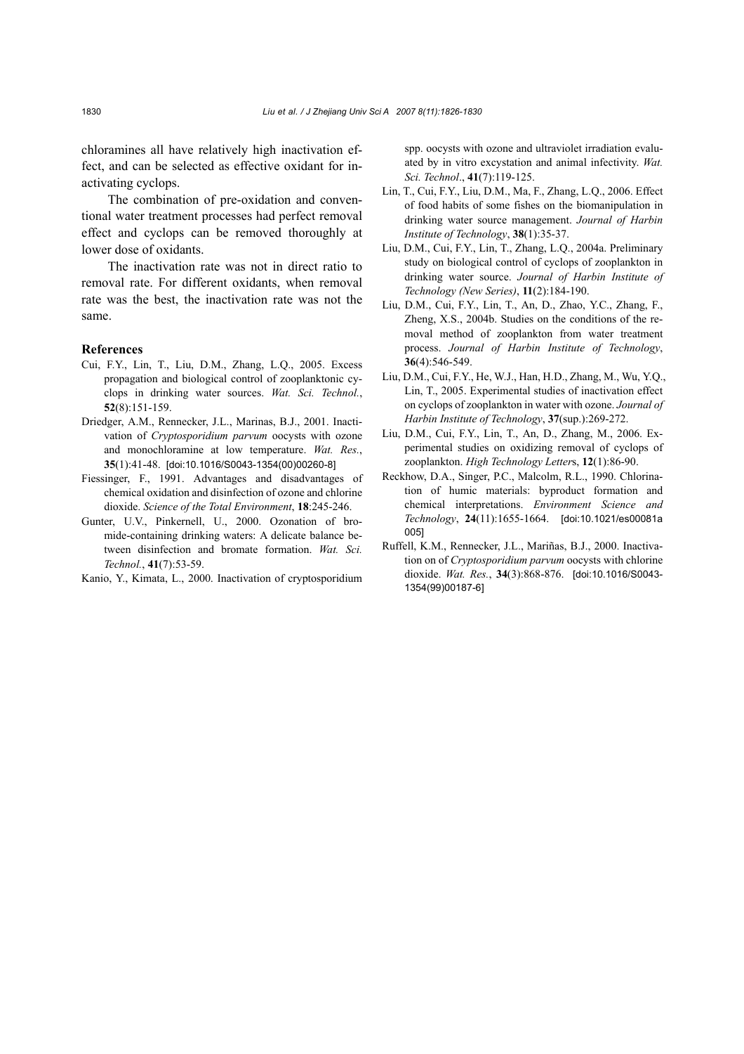chloramines all have relatively high inactivation effect, and can be selected as effective oxidant for inactivating cyclops.

The combination of pre-oxidation and conventional water treatment processes had perfect removal effect and cyclops can be removed thoroughly at lower dose of oxidants.

The inactivation rate was not in direct ratio to removal rate. For different oxidants, when removal rate was the best, the inactivation rate was not the same.

## References

Cui, F.Y., Lin, T., Liu, D.M., Zhang, L.Q., 2005. Excess propagation and biological control of zooplanktonic cyclops in drinking water sources. *Wat. Sci. Technol.*, **52**(8):151-159.

Driedger, A.M., Rennecker, J.L., Marinas, B.J., 2001. Inactivation of *Cryptosporidium parvum* oocysts with ozone and monochloramine at low temperature. *Wat. Res.*, **35**(1):41-48. [doi:10.1016/S0043-1354(00)00260-8]

Fiessinger, F., 1991. Advantages and disadvantages of chemical oxidation and disinfection of ozone and chlorine dioxide. *Science of the Total Environment*, **18**:245-246.

Gunter, U.V., Pinkernell, U., 2000. Ozonation of bromide-containing drinking waters: A delicate balance between disinfection and bromate formation. *Wat. Sci. Technol.*, **41**(7):53-59.

Kanio, Y., Kimata, L., 2000. Inactivation of cryptosporidium spp. oocysts with ozone and ultraviolet irradiation evaluated by in vitro excystation and animal infectivity. *Wat. Sci. Technol*., **41**(7):119-125.

Lin, T., Cui, F.Y., Liu, D.M., Ma, F., Zhang, L.Q., 2006. Effect of food habits of some fishes on the biomanipulation in drinking water source management. *Journal of Harbin Institute of Technology*, **38**(1):35-37.

Liu, D.M., Cui, F.Y., Lin, T., Zhang, L.Q., 2004a. Preliminary study on biological control of cyclops of zooplankton in drinking water source. *Journal of Harbin Institute of Technology (New Series)*, **11**(2):184-190.

Liu, D.M., Cui, F.Y., Lin, T., An, D., Zhao, Y.C., Zhang, F., Zheng, X.S., 2004b. Studies on the conditions of the removal method of zooplankton from water treatment process. *Journal of Harbin Institute of Technology*, **36**(4):546-549.

Liu, D.M., Cui, F.Y., He, W.J., Han, H.D., Zhang, M., Wu, Y.Q., Lin, T., 2005. Experimental studies of inactivation effect on cyclops of zooplankton in water with ozone. *Journal of Harbin Institute of Technology*, **37**(sup.):269-272.

Liu, D.M., Cui, F.Y., Lin, T., An, D., Zhang, M., 2006. Experimental studies on oxidizing removal of cyclops of zooplankton. *High Technology Letters*, **12**(1):86-90.

Reckhow, D.A., Singer, P.C., Malcolm, R.L., 1990. Chlorination of humic materials: byproduct formation and chemical interpretations. *Environment Science and Technology*, **24**(11):1655-1664. [doi:10.1021/es00081a005]

Ruffell, K.M., Rennecker, J.L., Mariñas, B.J., 2000. Inactivation on of *Cryptosporidium parvum* oocysts with chlorine dioxide. *Wat. Res.*, **34**(3):868-876. [doi:10.1016/S0043-1354(99)00187-6]